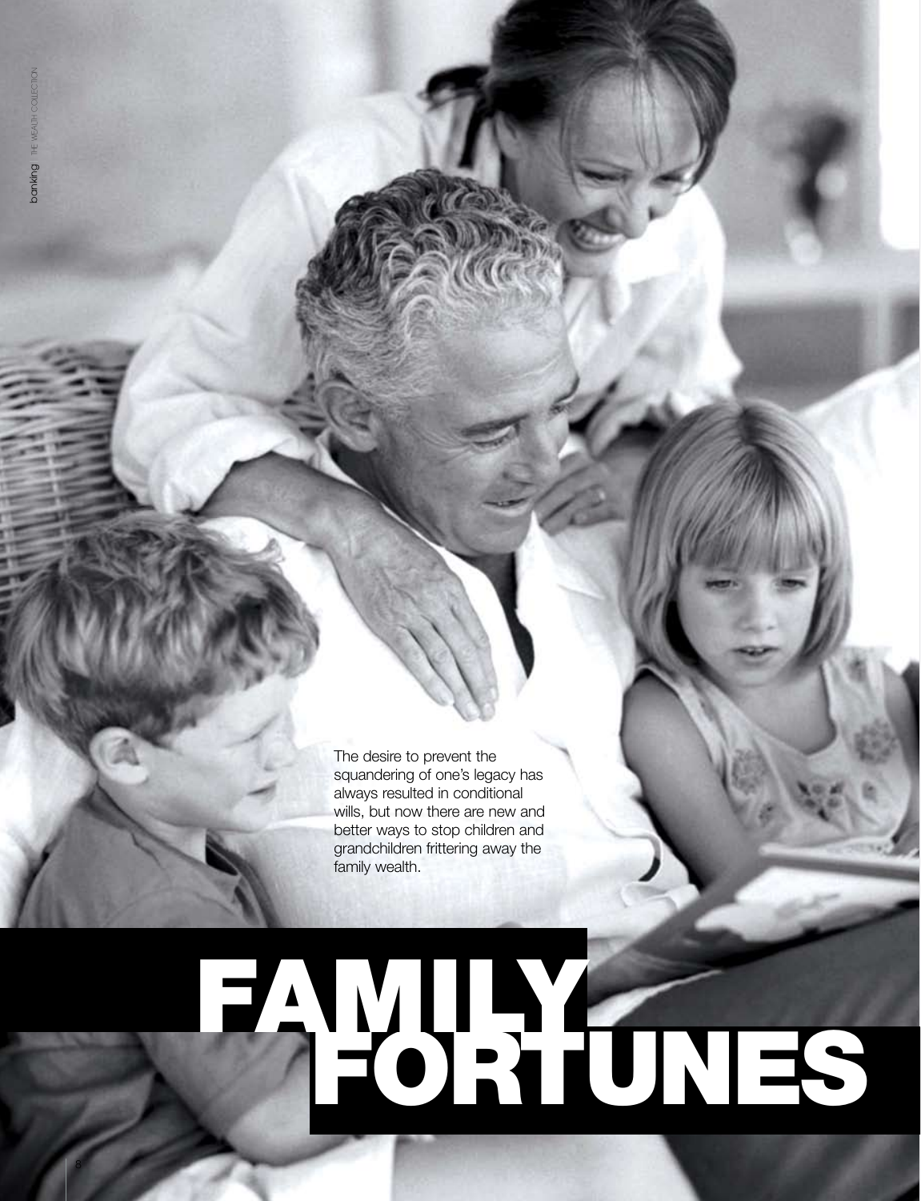# FAMILY FORTUNES

The desire to prevent the squandering of one's legacy has always resulted in conditional wills, but now there are new and better ways to stop children and grandchildren frittering away the family wealth.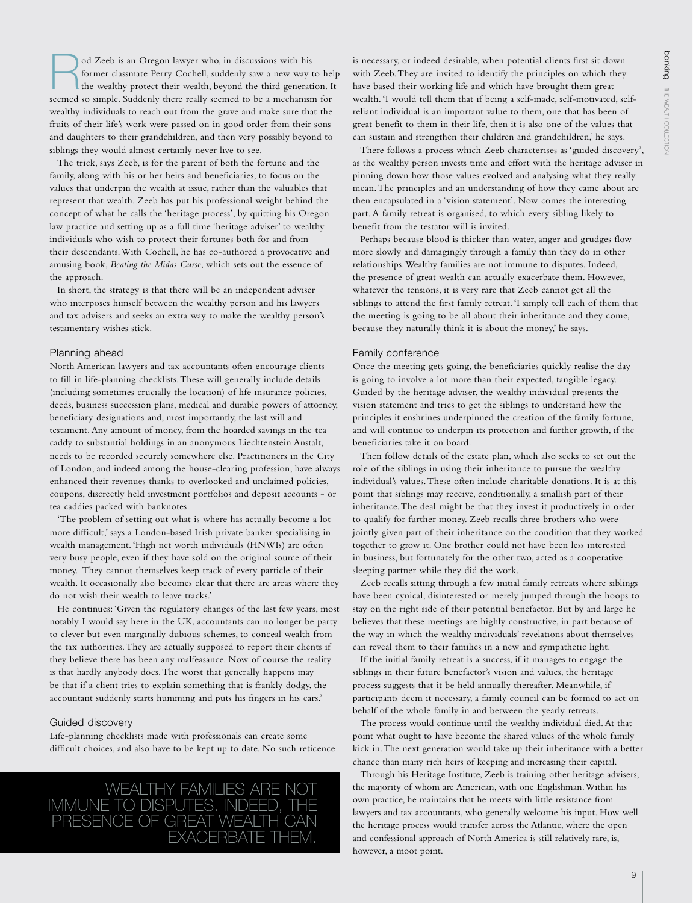Rod Zeeb is an Oregon lawyer who, in discussions with his former classmate Perry Cochell, suddenly saw a new way to help the wealthy protect their wealth, beyond the third generation. It seemed so simple. Suddenly there really seemed to be a mechanism for wealthy individuals to reach out from the grave and make sure that the fruits of their life's work were passed on in good order from their sons and daughters to their grandchildren, and then very possibly beyond to siblings they would almost certainly never live to see.

The trick, says Zeeb, is for the parent of both the fortune and the family, along with his or her heirs and beneficiaries, to focus on the values that underpin the wealth at issue, rather than the valuables that represent that wealth. Zeeb has put his professional weight behind the concept of what he calls the 'heritage process', by quitting his Oregon law practice and setting up as a full time 'heritage adviser' to wealthy individuals who wish to protect their fortunes both for and from their descendants. With Cochell, he has co-authored a provocative and amusing book, *Beating the Midas Curse*, which sets out the essence of the approach.

In short, the strategy is that there will be an independent adviser who interposes himself between the wealthy person and his lawyers and tax advisers and seeks an extra way to make the wealthy person's testamentary wishes stick.

## Planning ahead

North American lawyers and tax accountants often encourage clients to fill in life-planning checklists. These will generally include details (including sometimes crucially the location) of life insurance policies, deeds, business succession plans, medical and durable powers of attorney, beneficiary designations and, most importantly, the last will and testament. Any amount of money, from the hoarded savings in the tea caddy to substantial holdings in an anonymous Liechtenstein Anstalt, needs to be recorded securely somewhere else. Practitioners in the City of London, and indeed among the house-clearing profession, have always enhanced their revenues thanks to overlooked and unclaimed policies, coupons, discreetly held investment portfolios and deposit accounts - or tea caddies packed with banknotes.

'The problem of setting out what is where has actually become a lot more difficult,' says a London-based Irish private banker specialising in wealth management. 'High net worth individuals (HNWIs) are often very busy people, even if they have sold on the original source of their money. They cannot themselves keep track of every particle of their wealth. It occasionally also becomes clear that there are areas where they do not wish their wealth to leave tracks.'

He continues: 'Given the regulatory changes of the last few years, most notably I would say here in the UK, accountants can no longer be party to clever but even marginally dubious schemes, to conceal wealth from the tax authorities. They are actually supposed to report their clients if they believe there has been any malfeasance. Now of course the reality is that hardly anybody does. The worst that generally happens may be that if a client tries to explain something that is frankly dodgy, the accountant suddenly starts humming and puts his fingers in his ears.'

## Guided discovery

Life-planning checklists made with professionals can create some difficult choices, and also have to be kept up to date. No such reticence is necessary, or indeed desirable, when potential clients first sit down with Zeeb. They are invited to identify the principles on which they have based their working life and which have brought them great wealth. 'I would tell them that if being a self-made, self-motivated, self-reliant individual is an important value to them, one that has been of great benefit to them in their life, then it is also one of the values that can sustain and strengthen their children and grandchildren,' he says.

There follows a process which Zeeb characterises as 'guided discovery', as the wealthy person invests time and effort with the heritage adviser in pinning down how those values evolved and analysing what they really mean. The principles and an understanding of how they came about are then encapsulated in a 'vision statement'. Now comes the interesting part. A family retreat is organised, to which every sibling likely to benefit from the testator will is invited.

Perhaps because blood is thicker than water, anger and grudges flow more slowly and damagingly through a family than they do in other relationships. Wealthy families are not immune to disputes. Indeed, the presence of great wealth can actually exacerbate them. However, whatever the tensions, it is very rare that Zeeb cannot get all the siblings to attend the first family retreat. 'I simply tell each of them that the meeting is going to be all about their inheritance and they come, because they naturally think it is about the money,' he says.

## Family conference

Once the meeting gets going, the beneficiaries quickly realise the day is going to involve a lot more than their expected, tangible legacy. Guided by the heritage adviser, the wealthy individual presents the vision statement and tries to get the siblings to understand how the principles it enshrines underpinned the creation of the family fortune, and will continue to underpin its protection and further growth, if the beneficiaries take it on board.

Then follow details of the estate plan, which also seeks to set out the role of the siblings in using their inheritance to pursue the wealthy individual's values. These often include charitable donations. It is at this point that siblings may receive, conditionally, a smallish part of their inheritance. The deal might be that they invest it productively in order to qualify for further money. Zeeb recalls three brothers who were jointly given part of their inheritance on the condition that they worked together to grow it. One brother could not have been less interested in business, but fortunately for the other two, acted as a cooperative sleeping partner while they did the work.

Zeeb recalls sitting through a few initial family retreats where siblings have been cynical, disinterested or merely jumped through the hoops to stay on the right side of their potential benefactor. But by and large he believes that these meetings are highly constructive, in part because of the way in which the wealthy individuals' revelations about themselves can reveal them to their families in a new and sympathetic light.

If the initial family retreat is a success, if it manages to engage the siblings in their future benefactor's vision and values, the heritage process suggests that it be held annually thereafter. Meanwhile, if participants deem it necessary, a family council can be formed to act on behalf of the whole family in and between the yearly retreats.

The process would continue until the wealthy individual died. At that point what ought to have become the shared values of the whole family kick in. The next generation would take up their inheritance with a better chance than many rich heirs of keeping and increasing their capital.

Through his Heritage Institute, Zeeb is training other heritage advisers, the majority of whom are American, with one Englishman. Within his own practice, he maintains that he meets with little resistance from lawyers and tax accountants, who generally welcome his input. How well the heritage process would transfer across the Atlantic, where the open and confessional approach of North America is still relatively rare, is, however, a moot point.

> WEALTHY FAMILIES ARE NOT IMMUNE TO DISPUTES. INDEED, THE PRESENCE OF GREAT WEALTH CAN EXACERBATE THEM.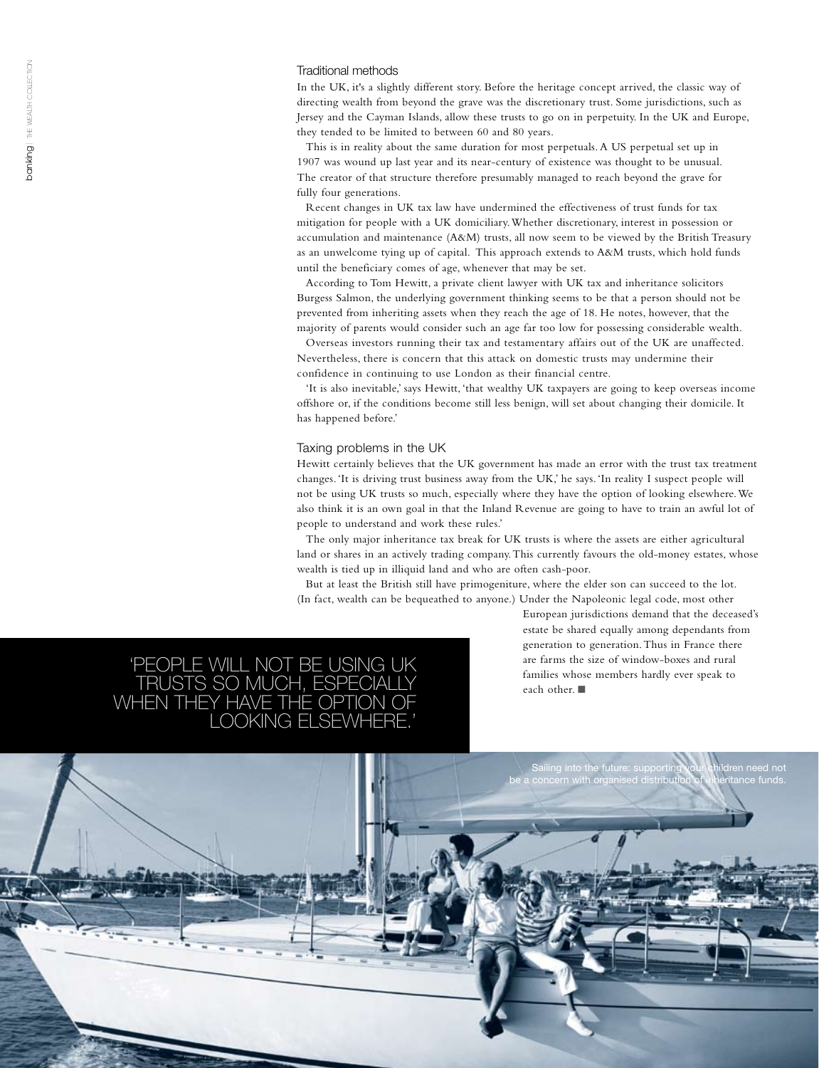## Traditional methods

In the UK, it's a slightly different story. Before the heritage concept arrived, the classic way of directing wealth from beyond the grave was the discretionary trust. Some jurisdictions, such as Jersey and the Cayman Islands, allow these trusts to go on in perpetuity. In the UK and Europe, they tended to be limited to between 60 and 80 years.

This is in reality about the same duration for most perpetuals. A US perpetual set up in 1907 was wound up last year and its near-century of existence was thought to be unusual. The creator of that structure therefore presumably managed to reach beyond the grave for fully four generations.

Recent changes in UK tax law have undermined the effectiveness of trust funds for tax mitigation for people with a UK domiciliary. Whether discretionary, interest in possession or accumulation and maintenance (A&M) trusts, all now seem to be viewed by the British Treasury as an unwelcome tying up of capital. This approach extends to A&M trusts, which hold funds until the beneficiary comes of age, whenever that may be set.

According to Tom Hewitt, a private client lawyer with UK tax and inheritance solicitors Burgess Salmon, the underlying government thinking seems to be that a person should not be prevented from inheriting assets when they reach the age of 18. He notes, however, that the majority of parents would consider such an age far too low for possessing considerable wealth.

Overseas investors running their tax and testamentary affairs out of the UK are unaffected. Nevertheless, there is concern that this attack on domestic trusts may undermine their confidence in continuing to use London as their financial centre.

'It is also inevitable,' says Hewitt, 'that wealthy UK taxpayers are going to keep overseas income offshore or, if the conditions become still less benign, will set about changing their domicile. It has happened before.'

## Taxing problems in the UK

Hewitt certainly believes that the UK government has made an error with the trust tax treatment changes. 'It is driving trust business away from the UK,' he says. 'In reality I suspect people will not be using UK trusts so much, especially where they have the option of looking elsewhere. We also think it is an own goal in that the Inland Revenue are going to have to train an awful lot of people to understand and work these rules.'

The only major inheritance tax break for UK trusts is where the assets are either agricultural land or shares in an actively trading company. This currently favours the old-money estates, whose wealth is tied up in illiquid land and who are often cash-poor.

But at least the British still have primogeniture, where the elder son can succeed to the lot. (In fact, wealth can be bequeathed to anyone.) Under the Napoleonic legal code, most other European jurisdictions demand that the deceased's estate be shared equally among dependants from generation to generation. Thus in France there are farms the size of window-boxes and rural families whose members hardly ever speak to each other. ■

> 'PEOPLE WILL NOT BE USING UK TRUSTS SO MUCH, ESPECIALLY WHEN THEY HAVE THE OPTION OF LOOKING ELSEWHERE.'

Sailing into the future: supporting your children need not be a concern with organised distribution of inheritance funds.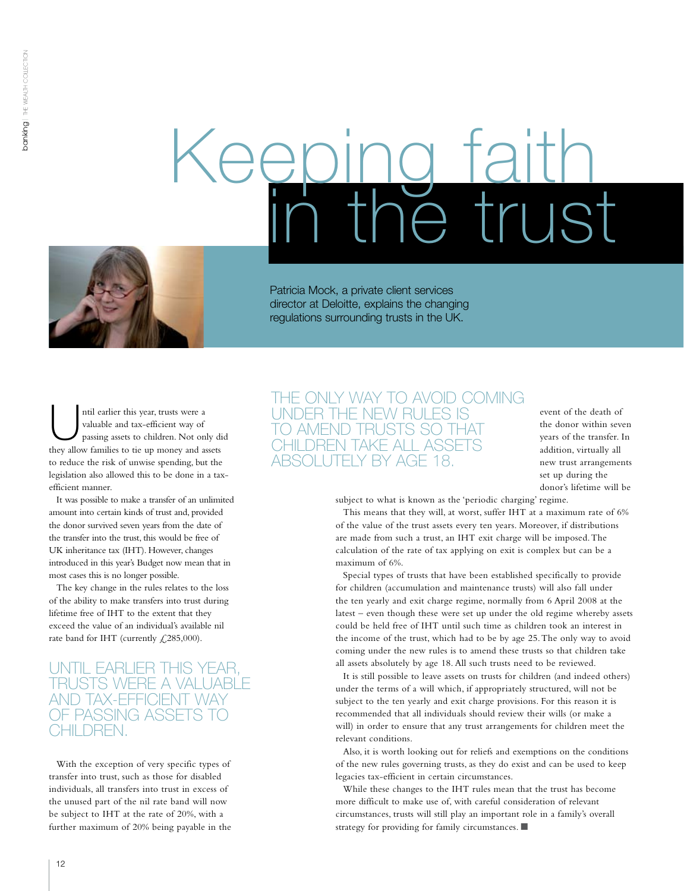# Keeping faith in the trust

Patricia Mock, a private client services director at Deloitte, explains the changing regulations surrounding trusts in the UK.

Until earlier this year, trusts were a valuable and tax-efficient way of passing assets to children. Not only did they allow families to tie up money and assets to reduce the risk of unwise spending, but the legislation also allowed this to be done in a tax-efficient manner.

It was possible to make a transfer of an unlimited amount into certain kinds of trust and, provided the donor survived seven years from the date of the transfer into the trust, this would be free of UK inheritance tax (IHT). However, changes introduced in this year's Budget now mean that in most cases this is no longer possible.

The key change in the rules relates to the loss of the ability to make transfers into trust during lifetime free of IHT to the extent that they exceed the value of an individual's available nil rate band for IHT (currently £285,000).

> UNTIL EARLIER THIS YEAR, TRUSTS WERE A VALUABLE AND TAX-EFFICIENT WAY OF PASSING ASSETS TO CHILDREN.

With the exception of very specific types of transfer into trust, such as those for disabled individuals, all transfers into trust in excess of the unused part of the nil rate band will now be subject to IHT at the rate of 20%, with a further maximum of 20% being payable in the event of the death of the donor within seven years of the transfer. In addition, virtually all new trust arrangements set up during the donor's lifetime will be subject to what is known as the 'periodic charging' regime.

> THE ONLY WAY TO AVOID COMING UNDER THE NEW RULES IS TO AMEND TRUSTS SO THAT CHILDREN TAKE ALL ASSETS ABSOLUTELY BY AGE 18.

This means that they will, at worst, suffer IHT at a maximum rate of 6% of the value of the trust assets every ten years. Moreover, if distributions are made from such a trust, an IHT exit charge will be imposed. The calculation of the rate of tax applying on exit is complex but can be a maximum of 6%.

Special types of trusts that have been established specifically to provide for children (accumulation and maintenance trusts) will also fall under the ten yearly and exit charge regime, normally from 6 April 2008 at the latest – even though these were set up under the old regime whereby assets could be held free of IHT until such time as children took an interest in the income of the trust, which had to be by age 25. The only way to avoid coming under the new rules is to amend these trusts so that children take all assets absolutely by age 18. All such trusts need to be reviewed.

It is still possible to leave assets on trusts for children (and indeed others) under the terms of a will which, if appropriately structured, will not be subject to the ten yearly and exit charge provisions. For this reason it is recommended that all individuals should review their wills (or make a will) in order to ensure that any trust arrangements for children meet the relevant conditions.

Also, it is worth looking out for reliefs and exemptions on the conditions of the new rules governing trusts, as they do exist and can be used to keep legacies tax-efficient in certain circumstances.

While these changes to the IHT rules mean that the trust has become more difficult to make use of, with careful consideration of relevant circumstances, trusts will still play an important role in a family's overall strategy for providing for family circumstances. ■